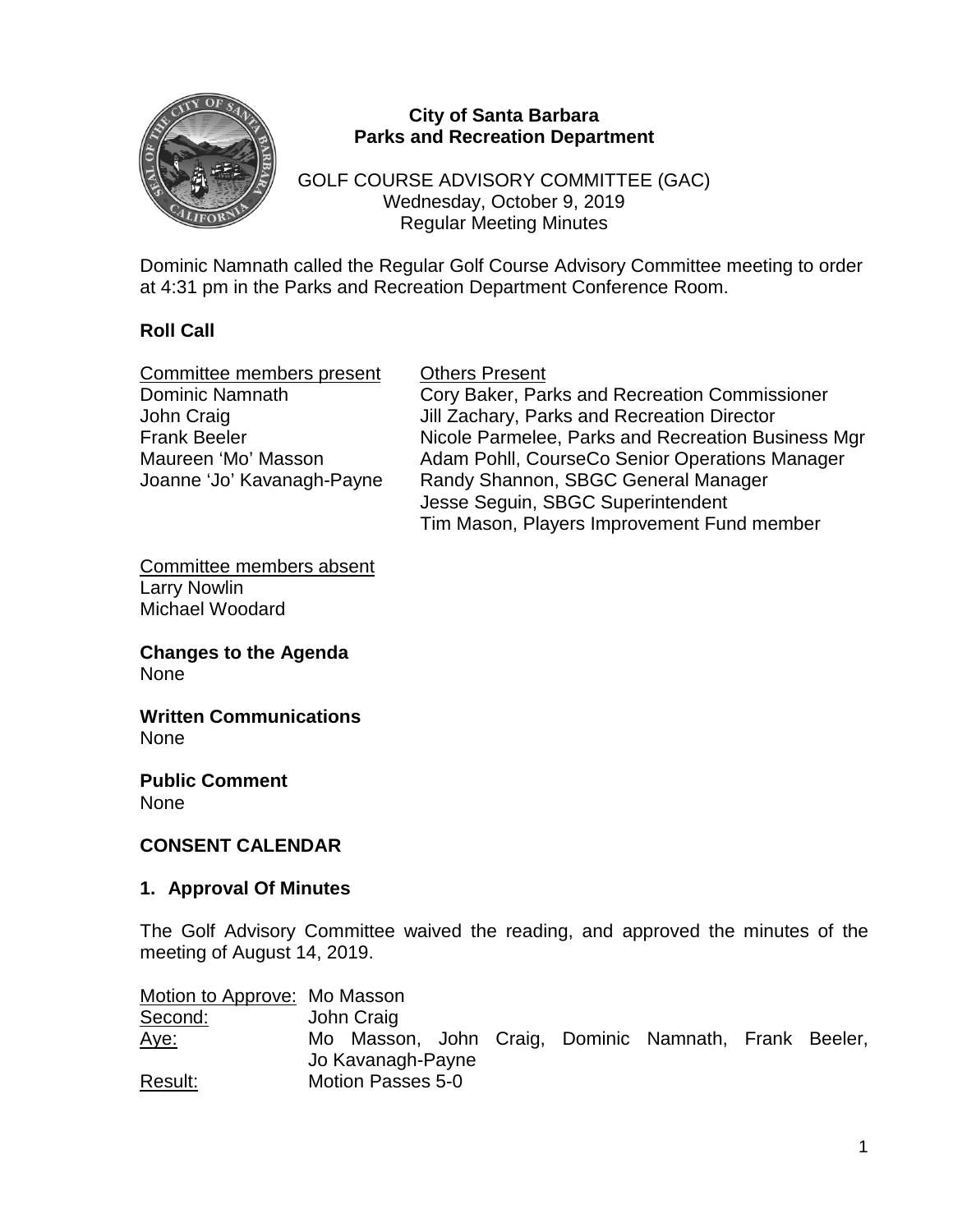**City of Santa Barbara**
**Parks and Recreation Department**

GOLF COURSE ADVISORY COMMITTEE (GAC)
Wednesday, October 9, 2019
Regular Meeting Minutes

Dominic Namnath called the Regular Golf Course Advisory Committee meeting to order at 4:31 pm in the Parks and Recreation Department Conference Room.

## Roll Call

| Committee members present | Others Present |
| --- | --- |
| Dominic Namnath | Cory Baker, Parks and Recreation Commissioner |
| John Craig | Jill Zachary, Parks and Recreation Director |
| Frank Beeler | Nicole Parmelee, Parks and Recreation Business Mgr |
| Maureen 'Mo' Masson | Adam Pohll, CourseCo Senior Operations Manager |
| Joanne 'Jo' Kavanagh-Payne | Randy Shannon, SBGC General Manager |
| | Jesse Seguin, SBGC Superintendent |
| | Tim Mason, Players Improvement Fund member |

Committee members absent
Larry Nowlin
Michael Woodard

**Changes to the Agenda**
None

**Written Communications**
None

**Public Comment**
None

## CONSENT CALENDAR

### 1. Approval Of Minutes

The Golf Advisory Committee waived the reading, and approved the minutes of the meeting of August 14, 2019.

| | |
| --- | --- |
| Motion to Approve: | Mo Masson |
| Second: | John Craig |
| Aye: | Mo Masson, John Craig, Dominic Namnath, Frank Beeler, Jo Kavanagh-Payne |
| Result: | Motion Passes 5-0 |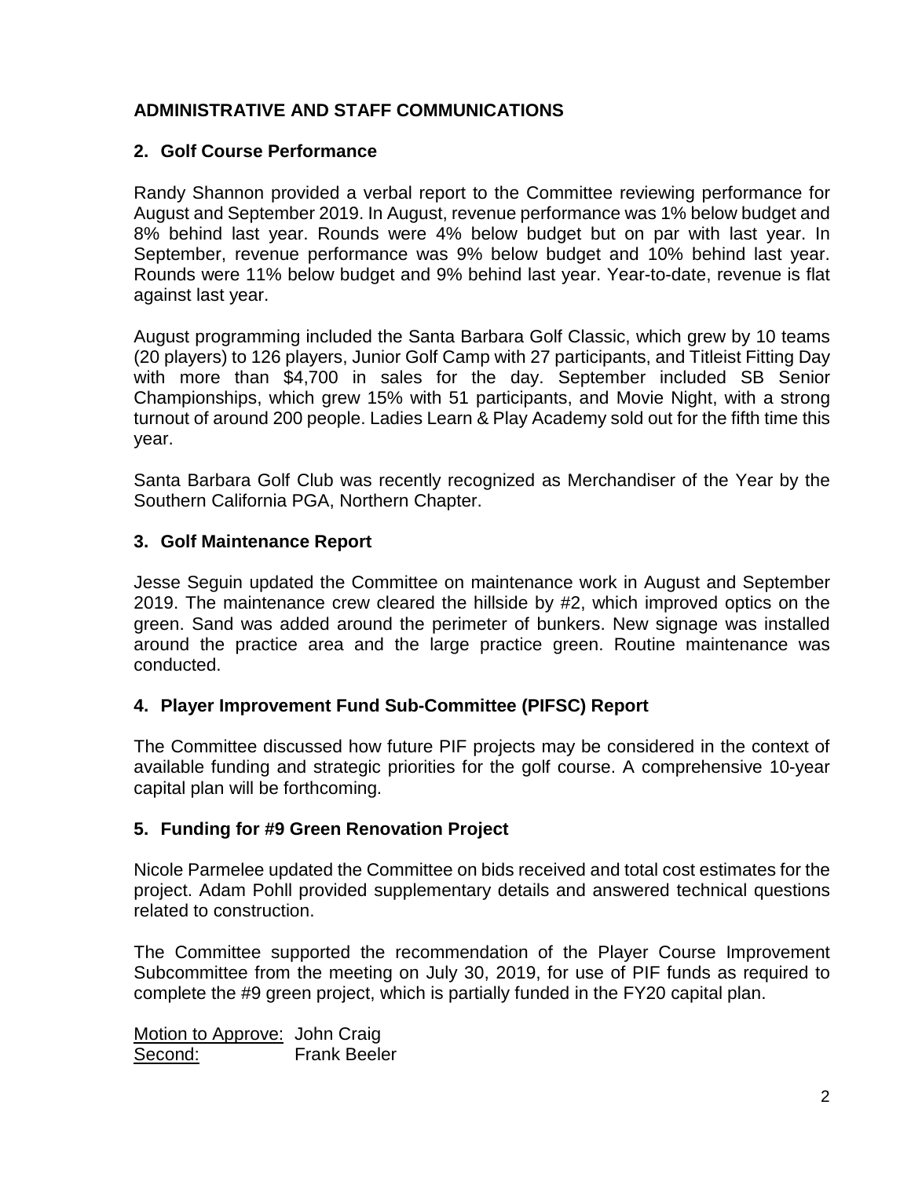## ADMINISTRATIVE AND STAFF COMMUNICATIONS

### 2. Golf Course Performance

Randy Shannon provided a verbal report to the Committee reviewing performance for August and September 2019. In August, revenue performance was 1% below budget and 8% behind last year. Rounds were 4% below budget but on par with last year. In September, revenue performance was 9% below budget and 10% behind last year. Rounds were 11% below budget and 9% behind last year. Year-to-date, revenue is flat against last year.

August programming included the Santa Barbara Golf Classic, which grew by 10 teams (20 players) to 126 players, Junior Golf Camp with 27 participants, and Titleist Fitting Day with more than $4,700 in sales for the day. September included SB Senior Championships, which grew 15% with 51 participants, and Movie Night, with a strong turnout of around 200 people. Ladies Learn & Play Academy sold out for the fifth time this year.

Santa Barbara Golf Club was recently recognized as Merchandiser of the Year by the Southern California PGA, Northern Chapter.

### 3. Golf Maintenance Report

Jesse Seguin updated the Committee on maintenance work in August and September 2019. The maintenance crew cleared the hillside by #2, which improved optics on the green. Sand was added around the perimeter of bunkers. New signage was installed around the practice area and the large practice green. Routine maintenance was conducted.

### 4. Player Improvement Fund Sub-Committee (PIFSC) Report

The Committee discussed how future PIF projects may be considered in the context of available funding and strategic priorities for the golf course. A comprehensive 10-year capital plan will be forthcoming.

### 5. Funding for #9 Green Renovation Project

Nicole Parmelee updated the Committee on bids received and total cost estimates for the project. Adam Pohll provided supplementary details and answered technical questions related to construction.

The Committee supported the recommendation of the Player Course Improvement Subcommittee from the meeting on July 30, 2019, for use of PIF funds as required to complete the #9 green project, which is partially funded in the FY20 capital plan.

<u>Motion to Approve:</u> John Craig
<u>Second:</u> Frank Beeler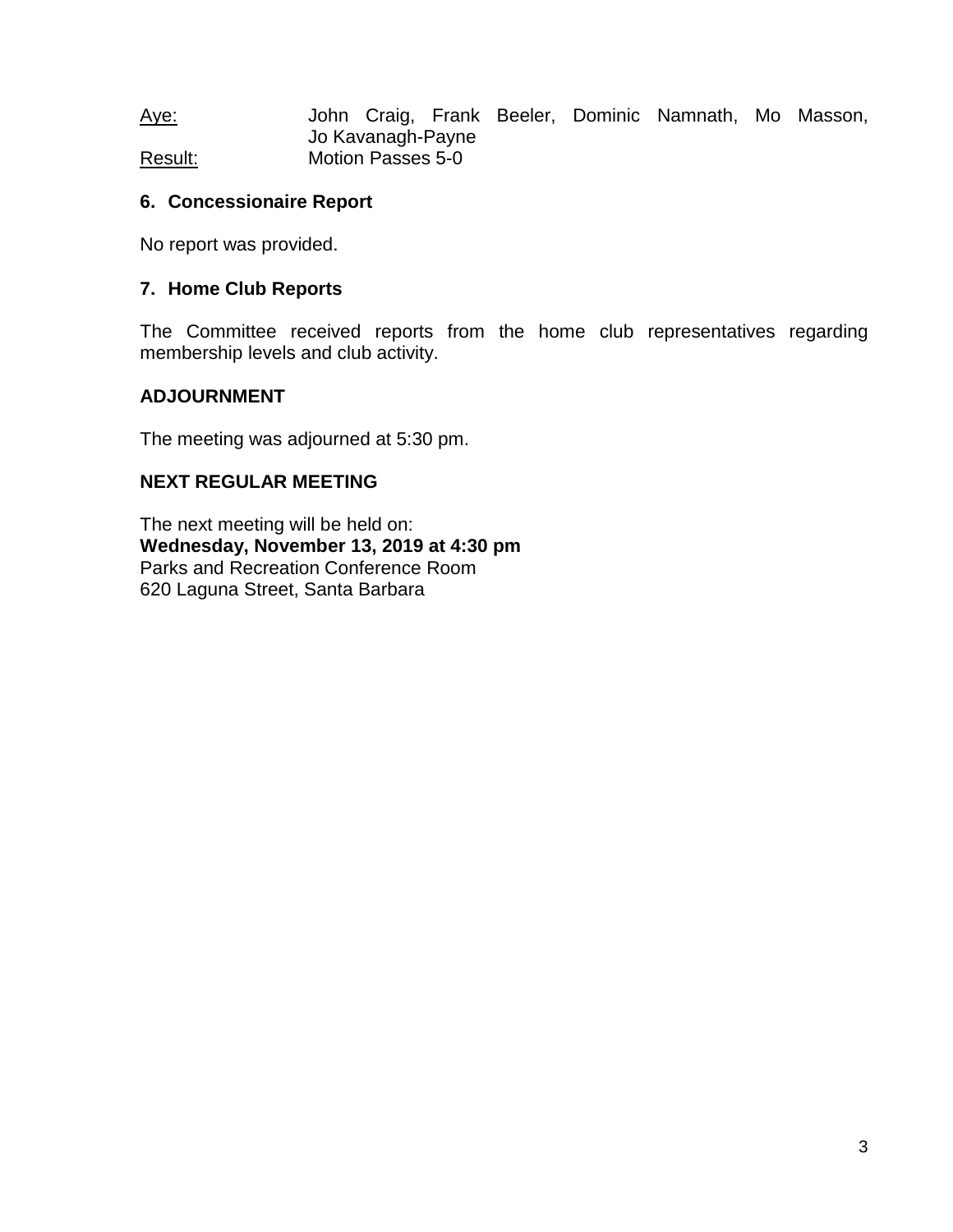Aye: John Craig, Frank Beeler, Dominic Namnath, Mo Masson, Jo Kavanagh-Payne
Result: Motion Passes 5-0

### 6. Concessionaire Report

No report was provided.

### 7. Home Club Reports

The Committee received reports from the home club representatives regarding membership levels and club activity.

### ADJOURNMENT

The meeting was adjourned at 5:30 pm.

### NEXT REGULAR MEETING

The next meeting will be held on:
**Wednesday, November 13, 2019 at 4:30 pm**
Parks and Recreation Conference Room
620 Laguna Street, Santa Barbara